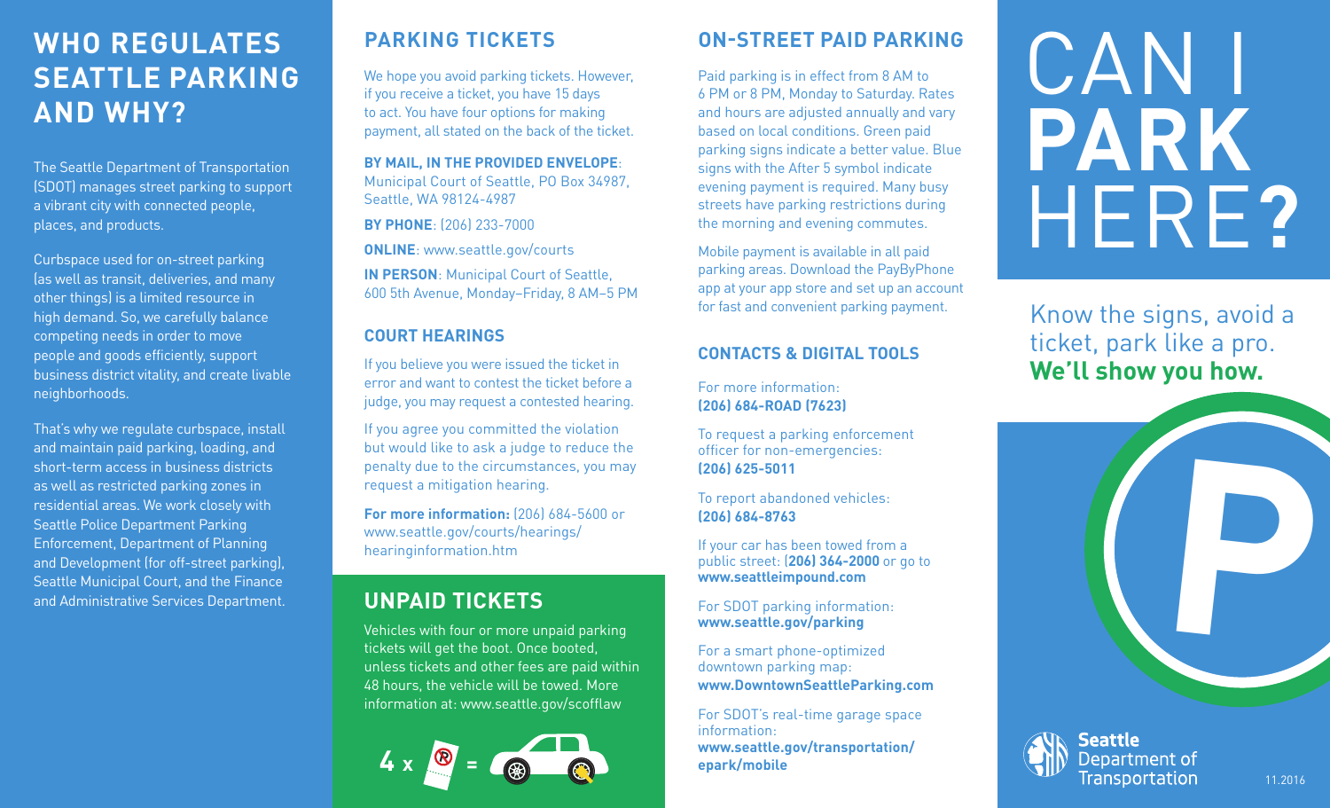## WHO REGULATES SEATTLE PARKING AND WHY?

The Seattle Department of Transportation (SDOT) manages street parking to support a vibrant city with connected people, places, and products.

Curbspace used for on-street parking (as well as transit, deliveries, and many other things) is a limited resource in high demand. So, we carefully balance competing needs in order to move people and goods efficiently, support business district vitality, and create livable neighborhoods.

That's why we regulate curbspace, install and maintain paid parking, loading, and short-term access in business districts as well as restricted parking zones in residential areas. We work closely with Seattle Police Department Parking Enforcement, Department of Planning and Development (for off-street parking), Seattle Municipal Court, and the Finance and Administrative Services Department.

## PARKING TICKETS

We hope you avoid parking tickets. However, if you receive a ticket, you have 15 days to act. You have four options for making payment, all stated on the back of the ticket.

**BY MAIL, IN THE PROVIDED ENVELOPE**: Municipal Court of Seattle, PO Box 34987, Seattle, WA 98124-4987

**BY PHONE**: (206) 233-7000

**ONLINE**: www.seattle.gov/courts

**IN PERSON**: Municipal Court of Seattle, 600 5th Avenue, Monday–Friday, 8 AM–5 PM

### COURT HEARINGS

If you believe you were issued the ticket in error and want to contest the ticket before a judge, you may request a contested hearing.

If you agree you committed the violation but would like to ask a judge to reduce the penalty due to the circumstances, you may request a mitigation hearing.

**For more information:** (206) 684-5600 or www.seattle.gov/courts/hearings/hearinginformation.htm

## UNPAID TICKETS

Vehicles with four or more unpaid parking tickets will get the boot. Once booted, unless tickets and other fees are paid within 48 hours, the vehicle will be towed. More information at: www.seattle.gov/scofflaw

4 x =

## ON-STREET PAID PARKING

Paid parking is in effect from 8 AM to 6 PM or 8 PM, Monday to Saturday. Rates and hours are adjusted annually and vary based on local conditions. Green paid parking signs indicate a better value. Blue signs with the After 5 symbol indicate evening payment is required. Many busy streets have parking restrictions during the morning and evening commutes.

Mobile payment is available in all paid parking areas. Download the PayByPhone app at your app store and set up an account for fast and convenient parking payment.

### CONTACTS & DIGITAL TOOLS

For more information:
**(206) 684-ROAD (7623)**

To request a parking enforcement officer for non-emergencies:
**(206) 625-5011**

To report abandoned vehicles:
**(206) 684-8763**

If your car has been towed from a public street: **(206) 364-2000** or go to **www.seattleimpound.com**

For SDOT parking information:
**www.seattle.gov/parking**

For a smart phone-optimized downtown parking map:
**www.DowntownSeattleParking.com**

For SDOT's real-time garage space information:
**www.seattle.gov/transportation/epark/mobile**

# CAN I **PARK** HERE?

Know the signs, avoid a ticket, park like a pro. **We'll show you how.**

P

Seattle Department of Transportation

11.2016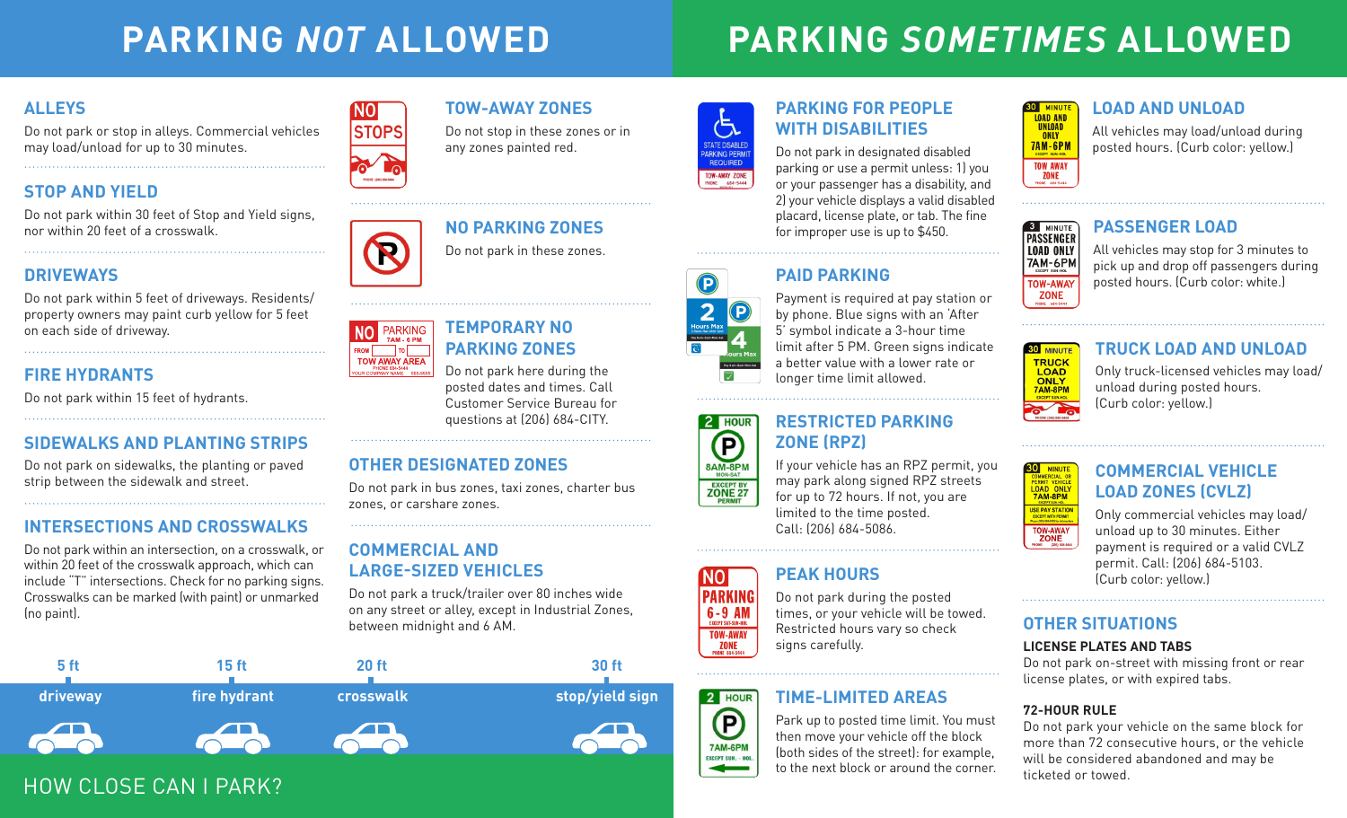# PARKING *NOT* ALLOWED

## ALLEYS

Do not park or stop in alleys. Commercial vehicles may load/unload for up to 30 minutes.

## STOP AND YIELD

Do not park within 30 feet of Stop and Yield signs, nor within 20 feet of a crosswalk.

## DRIVEWAYS

Do not park within 5 feet of driveways. Residents/property owners may paint curb yellow for 5 feet on each side of driveway.

## FIRE HYDRANTS

Do not park within 15 feet of hydrants.

## SIDEWALKS AND PLANTING STRIPS

Do not park on sidewalks, the planting or paved strip between the sidewalk and street.

## INTERSECTIONS AND CROSSWALKS

Do not park within an intersection, on a crosswalk, or within 20 feet of the crosswalk approach, which can include "T" intersections. Check for no parking signs. Crosswalks can be marked (with paint) or unmarked (no paint).

## TOW-AWAY ZONES

Do not stop in these zones or in any zones painted red.

## NO PARKING ZONES

Do not park in these zones.

## TEMPORARY NO PARKING ZONES

Do not park here during the posted dates and times. Call Customer Service Bureau for questions at (206) 684-CITY.

## OTHER DESIGNATED ZONES

Do not park in bus zones, taxi zones, charter bus zones, or carshare zones.

## COMMERCIAL AND LARGE-SIZED VEHICLES

Do not park a truck/trailer over 80 inches wide on any street or alley, except in Industrial Zones, between midnight and 6 AM.

## HOW CLOSE CAN I PARK?

5 ft
driveway

15 ft
fire hydrant

20 ft
crosswalk

30 ft
stop/yield sign

# PARKING *SOMETIMES* ALLOWED

## PARKING FOR PEOPLE WITH DISABILITIES

Do not park in designated disabled parking or use a permit unless: 1) you or your passenger has a disability, and 2) your vehicle displays a valid disabled placard, license plate, or tab. The fine for improper use is up to $450.

## PAID PARKING

Payment is required at pay station or by phone. Blue signs with an 'After 5' symbol indicate a 3-hour time limit after 5 PM. Green signs indicate a better value with a lower rate or longer time limit allowed.

## RESTRICTED PARKING ZONE (RPZ)

If your vehicle has an RPZ permit, you may park along signed RPZ streets for up to 72 hours. If not, you are limited to the time posted. Call: (206) 684-5086.

## PEAK HOURS

Do not park during the posted times, or your vehicle will be towed. Restricted hours vary so check signs carefully.

## TIME-LIMITED AREAS

Park up to posted time limit. You must then move your vehicle off the block (both sides of the street): for example, to the next block or around the corner.

## LOAD AND UNLOAD

All vehicles may load/unload during posted hours. (Curb color: yellow.)

## PASSENGER LOAD

All vehicles may stop for 3 minutes to pick up and drop off passengers during posted hours. (Curb color: white.)

## TRUCK LOAD AND UNLOAD

Only truck-licensed vehicles may load/unload during posted hours. (Curb color: yellow.)

## COMMERCIAL VEHICLE LOAD ZONES (CVLZ)

Only commercial vehicles may load/unload up to 30 minutes. Either payment is required or a valid CVLZ permit. Call: (206) 684-5103. (Curb color: yellow.)

## OTHER SITUATIONS

### LICENSE PLATES AND TABS

Do not park on-street with missing front or rear license plates, or with expired tabs.

### 72-HOUR RULE

Do not park your vehicle on the same block for more than 72 consecutive hours, or the vehicle will be considered abandoned and may be ticketed or towed.